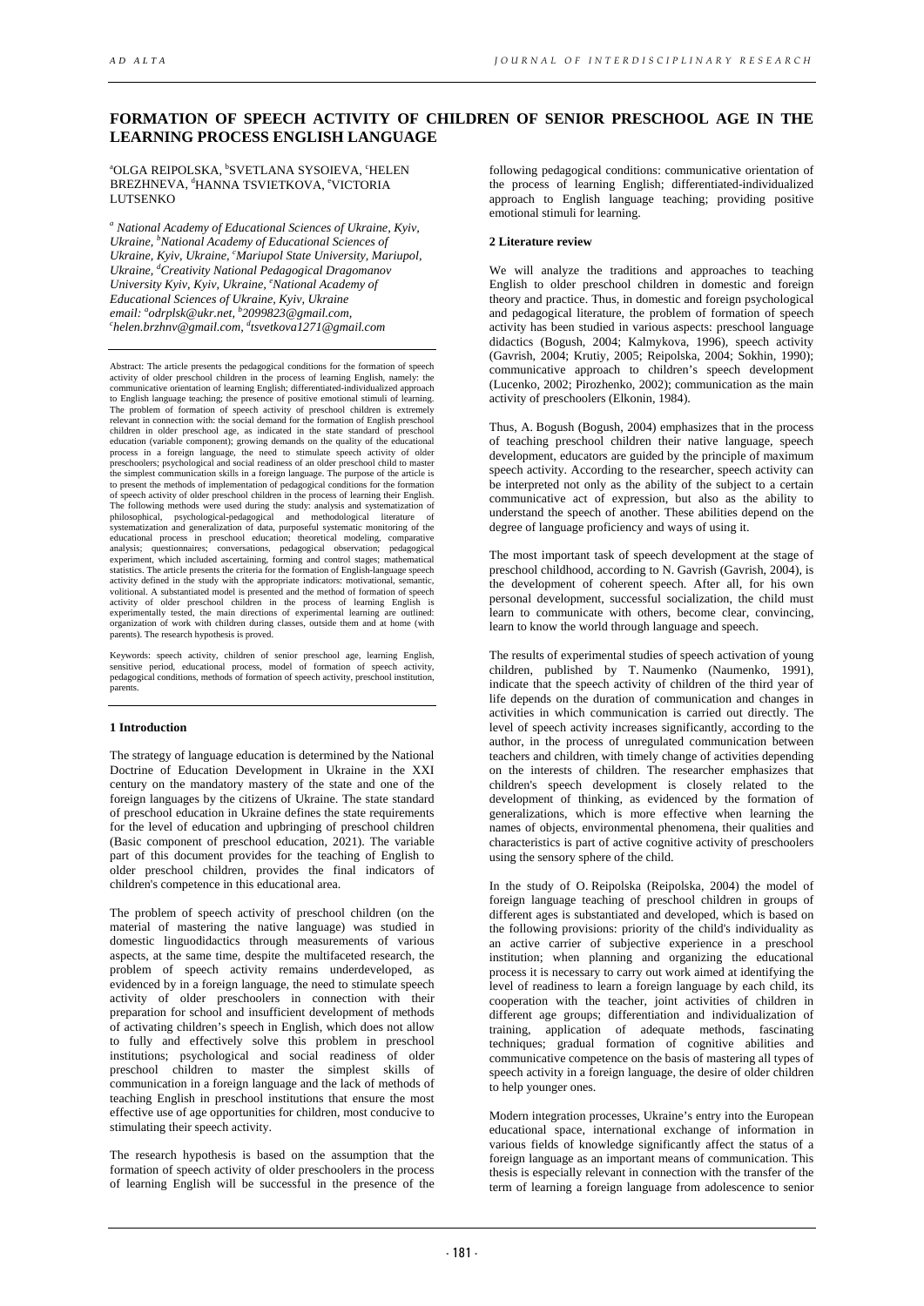# FORMATION OF SPEECH ACTIVITY OF CHILDREN OF SENIOR PRESCHOOL AGE IN THE LEARNING PROCESS ENGLISH LANGUAGE

[a]OLGA REIPOLSKA, [b]SVETLANA SYSOIEVA, [c]HELEN BREZHNEVA, [d]HANNA TSVIETKOVA, [e]VICTORIA LUTSENKO

*[a] National Academy of Educational Sciences of Ukraine, Kyiv, Ukraine, [b]National Academy of Educational Sciences of Ukraine, Kyiv, Ukraine, [c]Mariupol State University, Mariupol, Ukraine, [d]Creativity National Pedagogical Dragomanov University Kyiv, Kyiv, Ukraine, [e]National Academy of Educational Sciences of Ukraine, Kyiv, Ukraine*
*email: [a]odrplsk@ukr.net, [b]2099823@gmail.com, [c]helen.brzhnv@gmail.com, [d]tsvetkova1271@gmail.com*

Abstract: The article presents the pedagogical conditions for the formation of speech activity of older preschool children in the process of learning English, namely: the communicative orientation of learning English; differentiated-individualized approach to English language teaching; the presence of positive emotional stimuli of learning. The problem of formation of speech activity of preschool children is extremely relevant in connection with: the social demand for the formation of English preschool children in older preschool age, as indicated in the state standard of preschool education (variable component); growing demands on the quality of the educational process in a foreign language, the need to stimulate speech activity of older preschoolers; psychological and social readiness of an older preschool child to master the simplest communication skills in a foreign language. The purpose of the article is to present the methods of implementation of pedagogical conditions for the formation of speech activity of older preschool children in the process of learning their English. The following methods were used during the study: analysis and systematization of philosophical, psychological-pedagogical and methodological literature of systematization and generalization of data, purposeful systematic monitoring of the educational process in preschool education; theoretical modeling, comparative analysis; questionnaires; conversations, pedagogical observation; pedagogical experiment, which included ascertaining, forming and control stages; mathematical statistics. The article presents the criteria for the formation of English-language speech activity defined in the study with the appropriate indicators: motivational, semantic, volitional. A substantiated model is presented and the method of formation of speech activity of older preschool children in the process of learning English is experimentally tested, the main directions of experimental learning are outlined: organization of work with children during classes, outside them and at home (with parents). The research hypothesis is proved.

Keywords: speech activity, children of senior preschool age, learning English, sensitive period, educational process, model of formation of speech activity, pedagogical conditions, methods of formation of speech activity, preschool institution, parents.

## 1 Introduction

The strategy of language education is determined by the National Doctrine of Education Development in Ukraine in the XXI century on the mandatory mastery of the state and one of the foreign languages by the citizens of Ukraine. The state standard of preschool education in Ukraine defines the state requirements for the level of education and upbringing of preschool children (Basic component of preschool education, 2021). The variable part of this document provides for the teaching of English to older preschool children, provides the final indicators of children's competence in this educational area.

The problem of speech activity of preschool children (on the material of mastering the native language) was studied in domestic linguodidactics through measurements of various aspects, at the same time, despite the multifaceted research, the problem of speech activity remains underdeveloped, as evidenced by in a foreign language, the need to stimulate speech activity of older preschoolers in connection with their preparation for school and insufficient development of methods of activating children's speech in English, which does not allow to fully and effectively solve this problem in preschool institutions; psychological and social readiness of older preschool children to master the simplest skills of communication in a foreign language and the lack of methods of teaching English in preschool institutions that ensure the most effective use of age opportunities for children, most conducive to stimulating their speech activity.

The research hypothesis is based on the assumption that the formation of speech activity of older preschoolers in the process of learning English will be successful in the presence of the following pedagogical conditions: communicative orientation of the process of learning English; differentiated-individualized approach to English language teaching; providing positive emotional stimuli for learning.

## 2 Literature review

We will analyze the traditions and approaches to teaching English to older preschool children in domestic and foreign theory and practice. Thus, in domestic and foreign psychological and pedagogical literature, the problem of formation of speech activity has been studied in various aspects: preschool language didactics (Bogush, 2004; Kalmykova, 1996), speech activity (Gavrish, 2004; Krutiy, 2005; Reipolska, 2004; Sokhin, 1990); communicative approach to children's speech development (Lucenko, 2002; Pirozhenko, 2002); communication as the main activity of preschoolers (Elkonin, 1984).

Thus, A. Bogush (Bogush, 2004) emphasizes that in the process of teaching preschool children their native language, speech development, educators are guided by the principle of maximum speech activity. According to the researcher, speech activity can be interpreted not only as the ability of the subject to a certain communicative act of expression, but also as the ability to understand the speech of another. These abilities depend on the degree of language proficiency and ways of using it.

The most important task of speech development at the stage of preschool childhood, according to N. Gavrish (Gavrish, 2004), is the development of coherent speech. After all, for his own personal development, successful socialization, the child must learn to communicate with others, become clear, convincing, learn to know the world through language and speech.

The results of experimental studies of speech activation of young children, published by T. Naumenko (Naumenko, 1991), indicate that the speech activity of children of the third year of life depends on the duration of communication and changes in activities in which communication is carried out directly. The level of speech activity increases significantly, according to the author, in the process of unregulated communication between teachers and children, with timely change of activities depending on the interests of children. The researcher emphasizes that children's speech development is closely related to the development of thinking, as evidenced by the formation of generalizations, which is more effective when learning the names of objects, environmental phenomena, their qualities and characteristics is part of active cognitive activity of preschoolers using the sensory sphere of the child.

In the study of O. Reipolska (Reipolska, 2004) the model of foreign language teaching of preschool children in groups of different ages is substantiated and developed, which is based on the following provisions: priority of the child's individuality as an active carrier of subjective experience in a preschool institution; when planning and organizing the educational process it is necessary to carry out work aimed at identifying the level of readiness to learn a foreign language by each child, its cooperation with the teacher, joint activities of children in different age groups; differentiation and individualization of training, application of adequate methods, fascinating techniques; gradual formation of cognitive abilities and communicative competence on the basis of mastering all types of speech activity in a foreign language, the desire of older children to help younger ones.

Modern integration processes, Ukraine's entry into the European educational space, international exchange of information in various fields of knowledge significantly affect the status of a foreign language as an important means of communication. This thesis is especially relevant in connection with the transfer of the term of learning a foreign language from adolescence to senior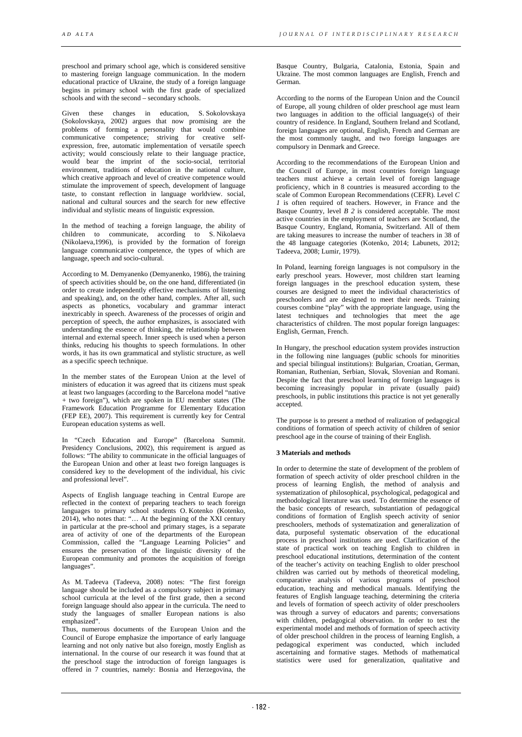preschool and primary school age, which is considered sensitive to mastering foreign language communication. In the modern educational practice of Ukraine, the study of a foreign language begins in primary school with the first grade of specialized schools and with the second – secondary schools.

Given these changes in education, S. Sokolovskaya (Sokolovskaya, 2002) argues that now promising are the problems of forming a personality that would combine communicative competence; striving for creative self-expression, free, automatic implementation of versatile speech activity; would consciously relate to their language practice, would bear the imprint of the socio-social, territorial environment, traditions of education in the national culture, which creative approach and level of creative competence would stimulate the improvement of speech, development of language taste, to constant reflection in language worldview. social, national and cultural sources and the search for new effective individual and stylistic means of linguistic expression.

In the method of teaching a foreign language, the ability of children to communicate, according to S. Nikolaeva (Nikolaeva,1996), is provided by the formation of foreign language communicative competence, the types of which are language, speech and socio-cultural.

According to M. Demyanenko (Demyanenko, 1986), the training of speech activities should be, on the one hand, differentiated (in order to create independently effective mechanisms of listening and speaking), and, on the other hand, complex. After all, such aspects as phonetics, vocabulary and grammar interact inextricably in speech. Awareness of the processes of origin and perception of speech, the author emphasizes, is associated with understanding the essence of thinking, the relationship between internal and external speech. Inner speech is used when a person thinks, reducing his thoughts to speech formulations. In other words, it has its own grammatical and stylistic structure, as well as a specific speech technique.

In the member states of the European Union at the level of ministers of education it was agreed that its citizens must speak at least two languages (according to the Barcelona model "native + two foreign"), which are spoken in EU member states (The Framework Education Programme for Elementary Education (FEP EE), 2007). This requirement is currently key for Central European education systems as well.

In "Czech Education and Europe" (Barcelona Summit. Presidency Conclusions, 2002), this requirement is argued as follows: "The ability to communicate in the official languages of the European Union and other at least two foreign languages is considered key to the development of the individual, his civic and professional level".

Aspects of English language teaching in Central Europe are reflected in the context of preparing teachers to teach foreign languages to primary school students O. Kotenko (Kotenko, 2014), who notes that: "… At the beginning of the XXI century in particular at the pre-school and primary stages, is a separate area of activity of one of the departments of the European Commission, called the "Language Learning Policies" and ensures the preservation of the linguistic diversity of the European community and promotes the acquisition of foreign languages".

As M. Tadeeva (Tadeeva, 2008) notes: "The first foreign language should be included as a compulsory subject in primary school curricula at the level of the first grade, then a second foreign language should also appear in the curricula. The need to study the languages of smaller European nations is also emphasized".

Thus, numerous documents of the European Union and the Council of Europe emphasize the importance of early language learning and not only native but also foreign, mostly English as international. In the course of our research it was found that at the preschool stage the introduction of foreign languages is offered in 7 countries, namely: Bosnia and Herzegovina, the Basque Country, Bulgaria, Catalonia, Estonia, Spain and Ukraine. The most common languages are English, French and German.

According to the norms of the European Union and the Council of Europe, all young children of older preschool age must learn two languages in addition to the official language(s) of their country of residence. In England, Southern Ireland and Scotland, foreign languages are optional, English, French and German are the most commonly taught, and two foreign languages are compulsory in Denmark and Greece.

According to the recommendations of the European Union and the Council of Europe, in most countries foreign language teachers must achieve a certain level of foreign language proficiency, which in 8 countries is measured according to the scale of Common European Recommendations (CEFR). Level *C 1* is often required of teachers. However, in France and the Basque Country, level *B 2* is considered acceptable. The most active countries in the employment of teachers are Scotland, the Basque Country, England, Romania, Switzerland. All of them are taking measures to increase the number of teachers in 38 of the 48 language categories (Kotenko, 2014; Labunets, 2012; Tadeeva, 2008; Lumir, 1979).

In Poland, learning foreign languages is not compulsory in the early preschool years. However, most children start learning foreign languages in the preschool education system, these courses are designed to meet the individual characteristics of preschoolers and are designed to meet their needs. Training courses combine "play" with the appropriate language, using the latest techniques and technologies that meet the age characteristics of children. The most popular foreign languages: English, German, French.

In Hungary, the preschool education system provides instruction in the following nine languages (public schools for minorities and special bilingual institutions): Bulgarian, Croatian, German, Romanian, Ruthenian, Serbian, Slovak, Slovenian and Romani. Despite the fact that preschool learning of foreign languages is becoming increasingly popular in private (usually paid) preschools, in public institutions this practice is not yet generally accepted.

The purpose is to present a method of realization of pedagogical conditions of formation of speech activity of children of senior preschool age in the course of training of their English.

### 3 Materials and methods

In order to determine the state of development of the problem of formation of speech activity of older preschool children in the process of learning English, the method of analysis and systematization of philosophical, psychological, pedagogical and methodological literature was used. To determine the essence of the basic concepts of research, substantiation of pedagogical conditions of formation of English speech activity of senior preschoolers, methods of systematization and generalization of data, purposeful systematic observation of the educational process in preschool institutions are used. Clarification of the state of practical work on teaching English to children in preschool educational institutions, determination of the content of the teacher's activity on teaching English to older preschool children was carried out by methods of theoretical modeling, comparative analysis of various programs of preschool education, teaching and methodological manuals. Identifying the features of English language teaching, determining the criteria and levels of formation of speech activity of older preschoolers was through a survey of educators and parents; conversations with children, pedagogical observation. In order to test the experimental model and methods of formation of speech activity of older preschool children in the process of learning English, a pedagogical experiment was conducted, which included ascertaining and formative stages. Methods of mathematical statistics were used for generalization, qualitative and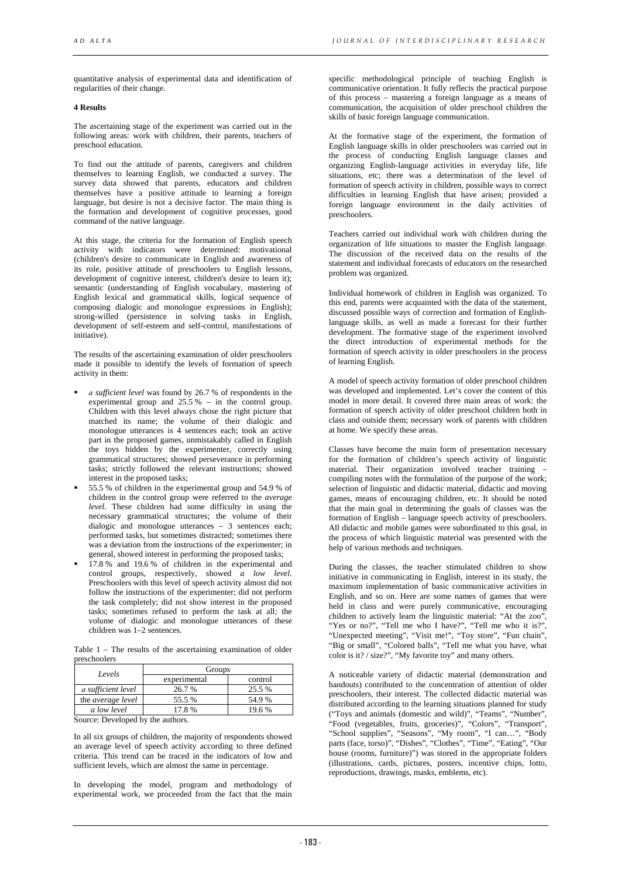quantitative analysis of experimental data and identification of regularities of their change.

### 4 Results

The ascertaining stage of the experiment was carried out in the following areas: work with children, their parents, teachers of preschool education.

To find out the attitude of parents, caregivers and children themselves to learning English, we conducted a survey. The survey data showed that parents, educators and children themselves have a positive attitude to learning a foreign language, but desire is not a decisive factor. The main thing is the formation and development of cognitive processes, good command of the native language.

At this stage, the criteria for the formation of English speech activity with indicators were determined: motivational (children's desire to communicate in English and awareness of its role, positive attitude of preschoolers to English lessons, development of cognitive interest, children's desire to learn it); semantic (understanding of English vocabulary, mastering of English lexical and grammatical skills, logical sequence of composing dialogic and monologue expressions in English); strong-willed (persistence in solving tasks in English, development of self-esteem and self-control, manifestations of initiative).

The results of the ascertaining examination of older preschoolers made it possible to identify the levels of formation of speech activity in them:

- *a sufficient level* was found by 26.7 % of respondents in the experimental group and 25.5 % – in the control group. Children with this level always chose the right picture that matched its name; the volume of their dialogic and monologue utterances is 4 sentences each; took an active part in the proposed games, unmistakably called in English the toys hidden by the experimenter, correctly using grammatical structures; showed perseverance in performing tasks; strictly followed the relevant instructions; showed interest in the proposed tasks;
- 55.5 % of children in the experimental group and 54.9 % of children in the control group were referred to the *average level*. These children had some difficulty in using the necessary grammatical structures; the volume of their dialogic and monologue utterances – 3 sentences each; performed tasks, but sometimes distracted; sometimes there was a deviation from the instructions of the experimenter; in general, showed interest in performing the proposed tasks;
- 17.8 % and 19.6 % of children in the experimental and control groups, respectively, showed *a low level*. Preschoolers with this level of speech activity almost did not follow the instructions of the experimenter; did not perform the task completely; did not show interest in the proposed tasks; sometimes refused to perform the task at all; the volume of dialogic and monologue utterances of these children was 1–2 sentences.

Table 1 – The results of the ascertaining examination of older preschoolers

| *Levels* | Groups | |
|---|---|---|
| | experimental | control |
| *a sufficient level* | 26.7 % | 25.5 % |
| the *average level* | 55.5 % | 54.9 % |
| *a low level* | 17.8 % | 19.6 % |

Source: Developed by the authors.

In all six groups of children, the majority of respondents showed an average level of speech activity according to three defined criteria. This trend can be traced in the indicators of low and sufficient levels, which are almost the same in percentage.

In developing the model, program and methodology of experimental work, we proceeded from the fact that the main specific methodological principle of teaching English is communicative orientation. It fully reflects the practical purpose of this process – mastering a foreign language as a means of communication, the acquisition of older preschool children the skills of basic foreign language communication.

At the formative stage of the experiment, the formation of English language skills in older preschoolers was carried out in the process of conducting English language classes and organizing English-language activities in everyday life, life situations, etc; there was a determination of the level of formation of speech activity in children, possible ways to correct difficulties in learning English that have arisen; provided a foreign language environment in the daily activities of preschoolers.

Teachers carried out individual work with children during the organization of life situations to master the English language. The discussion of the received data on the results of the statement and individual forecasts of educators on the researched problem was organized.

Individual homework of children in English was organized. To this end, parents were acquainted with the data of the statement, discussed possible ways of correction and formation of English-language skills, as well as made a forecast for their further development. The formative stage of the experiment involved the direct introduction of experimental methods for the formation of speech activity in older preschoolers in the process of learning English.

A model of speech activity formation of older preschool children was developed and implemented. Let's cover the content of this model in more detail. It covered three main areas of work: the formation of speech activity of older preschool children both in class and outside them; necessary work of parents with children at home. We specify these areas.

Classes have become the main form of presentation necessary for the formation of children's speech activity of linguistic material. Their organization involved teacher training – compiling notes with the formulation of the purpose of the work; selection of linguistic and didactic material, didactic and moving games, means of encouraging children, etc. It should be noted that the main goal in determining the goals of classes was the formation of English – language speech activity of preschoolers. All didactic and mobile games were subordinated to this goal, in the process of which linguistic material was presented with the help of various methods and techniques.

During the classes, the teacher stimulated children to show initiative in communicating in English, interest in its study, the maximum implementation of basic communicative activities in English, and so on. Here are some names of games that were held in class and were purely communicative, encouraging children to actively learn the linguistic material: "At the zoo", "Yes or no?", "Tell me who I have?", "Tell me who it is?", "Unexpected meeting", "Visit me!", "Toy store", "Fun chain", "Big or small", "Colored balls", "Tell me what you have, what color is it? / size?", "My favorite toy" and many others.

A noticeable variety of didactic material (demonstration and handouts) contributed to the concentration of attention of older preschoolers, their interest. The collected didactic material was distributed according to the learning situations planned for study ("Toys and animals (domestic and wild)", "Teams", "Number", "Food (vegetables, fruits, groceries)", "Colors", "Transport", "School supplies", "Seasons", "My room", "I can…", "Body parts (face, torso)", "Dishes", "Clothes", "Time", "Eating", "Our house (rooms, furniture)") was stored in the appropriate folders (illustrations, cards, pictures, posters, incentive chips, lotto, reproductions, drawings, masks, emblems, etc).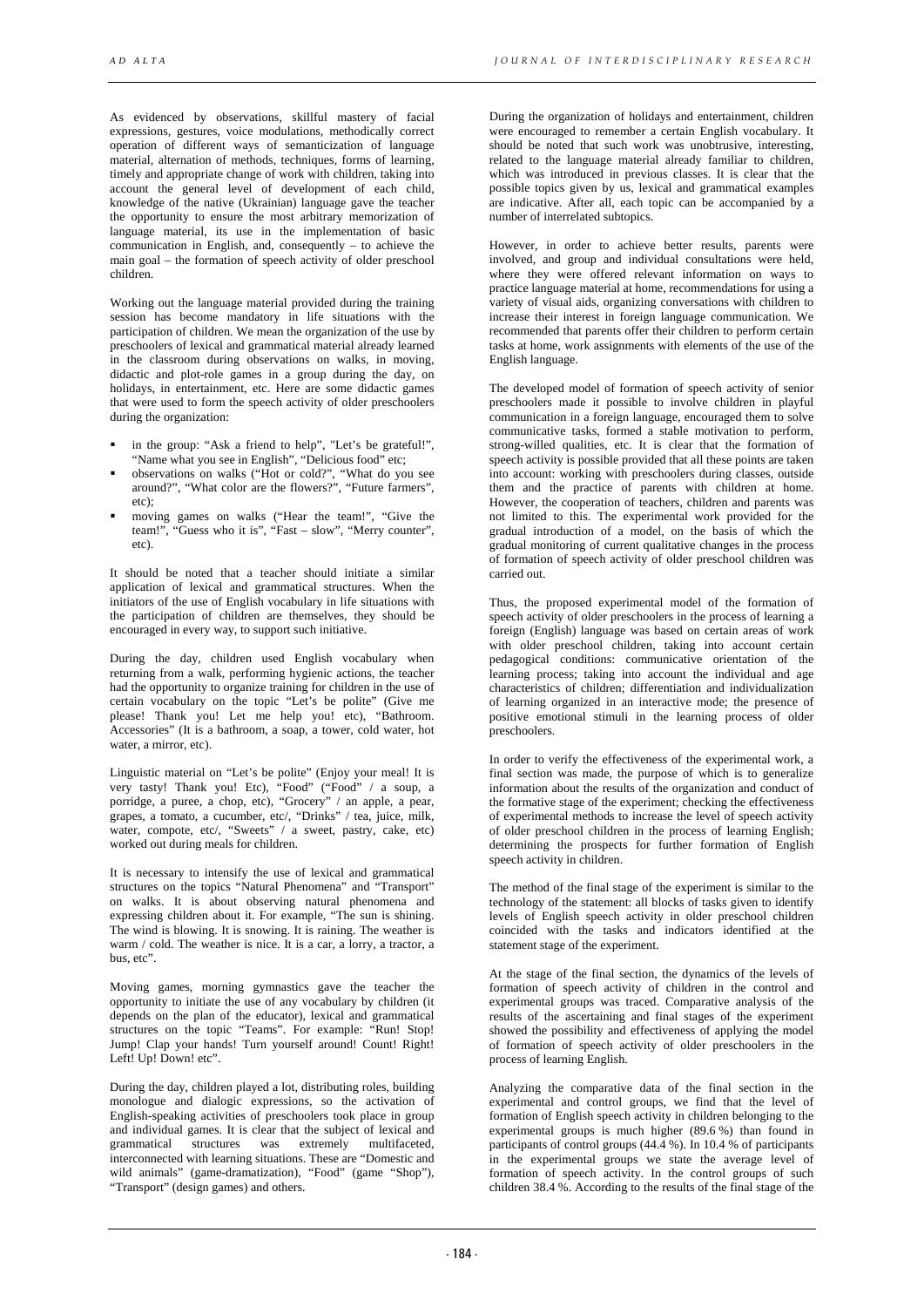As evidenced by observations, skillful mastery of facial expressions, gestures, voice modulations, methodically correct operation of different ways of semanticization of language material, alternation of methods, techniques, forms of learning, timely and appropriate change of work with children, taking into account the general level of development of each child, knowledge of the native (Ukrainian) language gave the teacher the opportunity to ensure the most arbitrary memorization of language material, its use in the implementation of basic communication in English, and, consequently – to achieve the main goal – the formation of speech activity of older preschool children.

Working out the language material provided during the training session has become mandatory in life situations with the participation of children. We mean the organization of the use by preschoolers of lexical and grammatical material already learned in the classroom during observations on walks, in moving, didactic and plot-role games in a group during the day, on holidays, in entertainment, etc. Here are some didactic games that were used to form the speech activity of older preschoolers during the organization:

- in the group: "Ask a friend to help", "Let's be grateful!", "Name what you see in English", "Delicious food" etc;
- observations on walks ("Hot or cold?", "What do you see around?", "What color are the flowers?", "Future farmers", etc);
- moving games on walks ("Hear the team!", "Give the team!", "Guess who it is", "Fast – slow", "Merry counter", etc).

It should be noted that a teacher should initiate a similar application of lexical and grammatical structures. When the initiators of the use of English vocabulary in life situations with the participation of children are themselves, they should be encouraged in every way, to support such initiative.

During the day, children used English vocabulary when returning from a walk, performing hygienic actions, the teacher had the opportunity to organize training for children in the use of certain vocabulary on the topic "Let's be polite" (Give me please! Thank you! Let me help you! etc), "Bathroom. Accessories" (It is a bathroom, a soap, a tower, cold water, hot water, a mirror, etc).

Linguistic material on "Let's be polite" (Enjoy your meal! It is very tasty! Thank you! Etc), "Food" ("Food" / a soup, a porridge, a puree, a chop, etc), "Grocery" / an apple, a pear, grapes, a tomato, a cucumber, etc/, "Drinks" / tea, juice, milk, water, compote, etc/, "Sweets" / a sweet, pastry, cake, etc) worked out during meals for children.

It is necessary to intensify the use of lexical and grammatical structures on the topics "Natural Phenomena" and "Transport" on walks. It is about observing natural phenomena and expressing children about it. For example, "The sun is shining. The wind is blowing. It is snowing. It is raining. The weather is warm / cold. The weather is nice. It is a car, a lorry, a tractor, a bus, etc".

Moving games, morning gymnastics gave the teacher the opportunity to initiate the use of any vocabulary by children (it depends on the plan of the educator), lexical and grammatical structures on the topic "Teams". For example: "Run! Stop! Jump! Clap your hands! Turn yourself around! Count! Right! Left! Up! Down! etc".

During the day, children played a lot, distributing roles, building monologue and dialogic expressions, so the activation of English-speaking activities of preschoolers took place in group and individual games. It is clear that the subject of lexical and grammatical structures was extremely multifaceted, interconnected with learning situations. These are "Domestic and wild animals" (game-dramatization), "Food" (game "Shop"), "Transport" (design games) and others.

During the organization of holidays and entertainment, children were encouraged to remember a certain English vocabulary. It should be noted that such work was unobtrusive, interesting, related to the language material already familiar to children, which was introduced in previous classes. It is clear that the possible topics given by us, lexical and grammatical examples are indicative. After all, each topic can be accompanied by a number of interrelated subtopics.

However, in order to achieve better results, parents were involved, and group and individual consultations were held, where they were offered relevant information on ways to practice language material at home, recommendations for using a variety of visual aids, organizing conversations with children to increase their interest in foreign language communication. We recommended that parents offer their children to perform certain tasks at home, work assignments with elements of the use of the English language.

The developed model of formation of speech activity of senior preschoolers made it possible to involve children in playful communication in a foreign language, encouraged them to solve communicative tasks, formed a stable motivation to perform, strong-willed qualities, etc. It is clear that the formation of speech activity is possible provided that all these points are taken into account: working with preschoolers during classes, outside them and the practice of parents with children at home. However, the cooperation of teachers, children and parents was not limited to this. The experimental work provided for the gradual introduction of a model, on the basis of which the gradual monitoring of current qualitative changes in the process of formation of speech activity of older preschool children was carried out.

Thus, the proposed experimental model of the formation of speech activity of older preschoolers in the process of learning a foreign (English) language was based on certain areas of work with older preschool children, taking into account certain pedagogical conditions: communicative orientation of the learning process; taking into account the individual and age characteristics of children; differentiation and individualization of learning organized in an interactive mode; the presence of positive emotional stimuli in the learning process of older preschoolers.

In order to verify the effectiveness of the experimental work, a final section was made, the purpose of which is to generalize information about the results of the organization and conduct of the formative stage of the experiment; checking the effectiveness of experimental methods to increase the level of speech activity of older preschool children in the process of learning English; determining the prospects for further formation of English speech activity in children.

The method of the final stage of the experiment is similar to the technology of the statement: all blocks of tasks given to identify levels of English speech activity in older preschool children coincided with the tasks and indicators identified at the statement stage of the experiment.

At the stage of the final section, the dynamics of the levels of formation of speech activity of children in the control and experimental groups was traced. Comparative analysis of the results of the ascertaining and final stages of the experiment showed the possibility and effectiveness of applying the model of formation of speech activity of older preschoolers in the process of learning English.

Analyzing the comparative data of the final section in the experimental and control groups, we find that the level of formation of English speech activity in children belonging to the experimental groups is much higher (89.6 %) than found in participants of control groups (44.4 %). In 10.4 % of participants in the experimental groups we state the average level of formation of speech activity. In the control groups of such children 38.4 %. According to the results of the final stage of the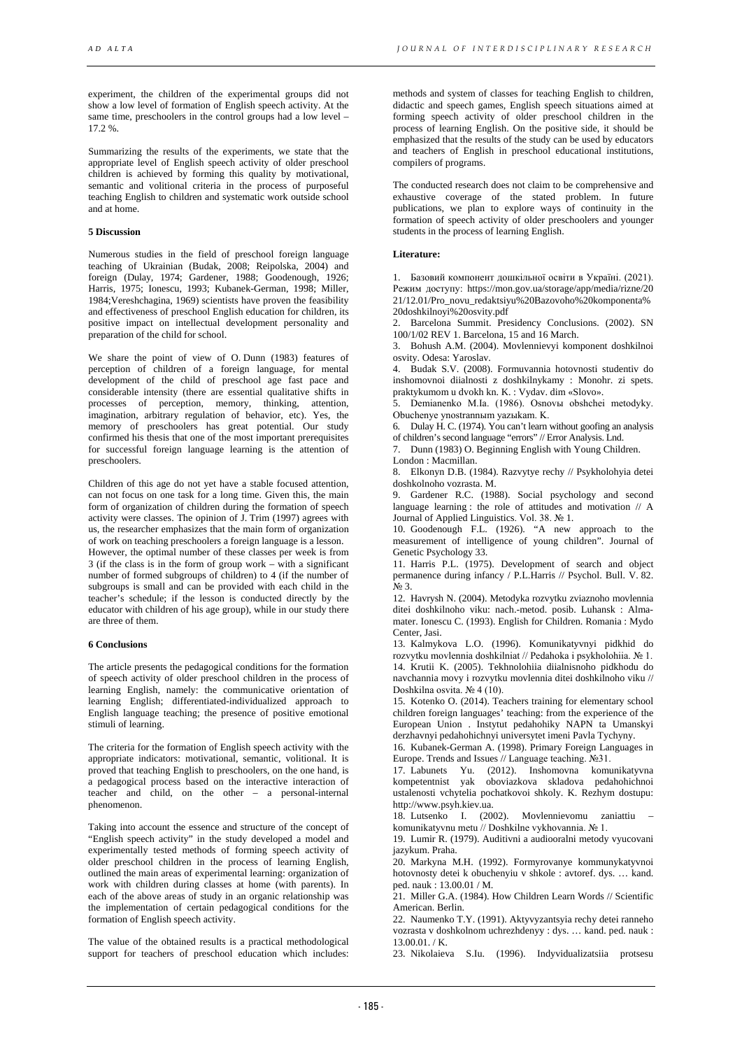experiment, the children of the experimental groups did not show a low level of formation of English speech activity. At the same time, preschoolers in the control groups had a low level – 17.2 %.

Summarizing the results of the experiments, we state that the appropriate level of English speech activity of older preschool children is achieved by forming this quality by motivational, semantic and volitional criteria in the process of purposeful teaching English to children and systematic work outside school and at home.

## 5 Discussion

Numerous studies in the field of preschool foreign language teaching of Ukrainian (Budak, 2008; Reipolska, 2004) and foreign (Dulay, 1974; Gardener, 1988; Goodenough, 1926; Harris, 1975; Ionescu, 1993; Kubanek-German, 1998; Miller, 1984;Vereshchagina, 1969) scientists have proven the feasibility and effectiveness of preschool English education for children, its positive impact on intellectual development personality and preparation of the child for school.

We share the point of view of O. Dunn (1983) features of perception of children of a foreign language, for mental development of the child of preschool age fast pace and considerable intensity (there are essential qualitative shifts in processes of perception, memory, thinking, attention, imagination, arbitrary regulation of behavior, etc). Yes, the memory of preschoolers has great potential. Our study confirmed his thesis that one of the most important prerequisites for successful foreign language learning is the attention of preschoolers.

Children of this age do not yet have a stable focused attention, can not focus on one task for a long time. Given this, the main form of organization of children during the formation of speech activity were classes. The opinion of J. Trim (1997) agrees with us, the researcher emphasizes that the main form of organization of work on teaching preschoolers a foreign language is a lesson. However, the optimal number of these classes per week is from 3 (if the class is in the form of group work – with a significant number of formed subgroups of children) to 4 (if the number of subgroups is small and can be provided with each child in the teacher's schedule; if the lesson is conducted directly by the educator with children of his age group), while in our study there are three of them.

## 6 Conclusions

The article presents the pedagogical conditions for the formation of speech activity of older preschool children in the process of learning English, namely: the communicative orientation of learning English; differentiated-individualized approach to English language teaching; the presence of positive emotional stimuli of learning.

The criteria for the formation of English speech activity with the appropriate indicators: motivational, semantic, volitional. It is proved that teaching English to preschoolers, on the one hand, is a pedagogical process based on the interactive interaction of teacher and child, on the other – a personal-internal phenomenon.

Taking into account the essence and structure of the concept of "English speech activity" in the study developed a model and experimentally tested methods of forming speech activity of older preschool children in the process of learning English, outlined the main areas of experimental learning: organization of work with children during classes at home (with parents). In each of the above areas of study in an organic relationship was the implementation of certain pedagogical conditions for the formation of English speech activity.

The value of the obtained results is a practical methodological support for teachers of preschool education which includes: methods and system of classes for teaching English to children, didactic and speech games, English speech situations aimed at forming speech activity of older preschool children in the process of learning English. On the positive side, it should be emphasized that the results of the study can be used by educators and teachers of English in preschool educational institutions, compilers of programs.

The conducted research does not claim to be comprehensive and exhaustive coverage of the stated problem. In future publications, we plan to explore ways of continuity in the formation of speech activity of older preschoolers and younger students in the process of learning English.

## Literature:

1. Базовий компонент дошкільної освіти в Україні. (2021). Режим доступу: https://mon.gov.ua/storage/app/media/rizne/2021/12.01/Pro_novu_redaktsiyu%20Bazovoho%20komponenta%20doshkilnoyi%20osvity.pdf
2. Barcelona Summit. Presidency Conclusions. (2002). SN 100/1/02 REV 1. Barcelona, 15 and 16 March.
3. Bohush A.M. (2004). Movlennievyi komponent doshkilnoi osvity. Odesa: Yaroslav.
4. Budak S.V. (2008). Formuvannia hotovnosti studentiv do inshomovnoi diialnosti z doshkilnykamy : Monohr. zi spets. praktykumom u dvokh kn. K. : Vydav. dim «Slovo».
5. Demianenko M.Ia. (1986). Osnovы obshchei metodyky. Obuchenye ynostrannыm yazыkam. K.
6. Dulay H. C. (1974). You can't learn without goofing an analysis of children's second language "errors" // Error Analysis. Lnd.
7. Dunn (1983) O. Beginning English with Young Children. London : Macmillan.
8. Elkonyn D.B. (1984). Razvytye rechy // Psykholohyia detei doshkolnoho vozrasta. M.
9. Gardener R.C. (1988). Social psychology and second language learning : the role of attitudes and motivation // A Journal of Applied Linguistics. Vol. 38. № 1.
10. Goodenough F.L. (1926). "A new approach to the measurement of intelligence of young children". Journal of Genetic Psychology 33.
11. Harris P.L. (1975). Development of search and object permanence during infancy / P.L.Harris // Psychol. Bull. V. 82. № 3.
12. Havrysh N. (2004). Metodyka rozvytku zviaznoho movlennia ditei doshkilnoho viku: nach.-metod. posib. Luhansk : Alma-mater. Ionescu C. (1993). English for Children. Romania : Mydo Center, Jasi.
13. Kalmykova L.O. (1996). Komunikatyvnyi pidkhid do rozvytku movlennia doshkilniat // Pedahoka i psykholohiia. № 1.
14. Krutii K. (2005). Tekhnolohiia diialnisnoho pidkhodu do navchannia movy i rozvytku movlennia ditei doshkilnoho viku // Doshkilna osvita. № 4 (10).
15. Kotenko O. (2014). Teachers training for elementary school children foreign languages' teaching: from the experience of the European Union . Instytut pedahohiky NAPN ta Umanskyi derzhavnyi pedahohichnyi universytet imeni Pavla Tychyny.
16. Kubanek-German A. (1998). Primary Foreign Languages in Europe. Trends and Issues // Language teaching. №31.
17. Labunets Yu. (2012). Inshomovna komunikatyvna kompetentnist yak oboviazkova skladova pedahohichnoi ustalenosti vchytelia pochatkovoi shkoly. K. Rezhym dostupu: http://www.psyh.kiev.ua.
18. Lutsenko I. (2002). Movlennievomu zaniattiu – komunikatyvnu metu // Doshkilne vykhovannia. № 1.
19. Lumir R. (1979). Auditivni a audiooralni metody vyucovani jazykum. Praha.
20. Markyna M.H. (1992). Formyrovanye kommunykatyvnoi hotovnosty detei k obuchenyiu v shkole : avtoref. dys. … kand. ped. nauk : 13.00.01 / M.
21. Miller G.A. (1984). How Children Learn Words // Scientific American. Berlin.
22. Naumenko T.Y. (1991). Aktyvyzantsyia rechy detei ranneho vozrasta v doshkolnom uchrezhdenyy : dys. … kand. ped. nauk : 13.00.01. / K.
23. Nikolaieva S.Iu. (1996). Indyvidualizatsiia protsesu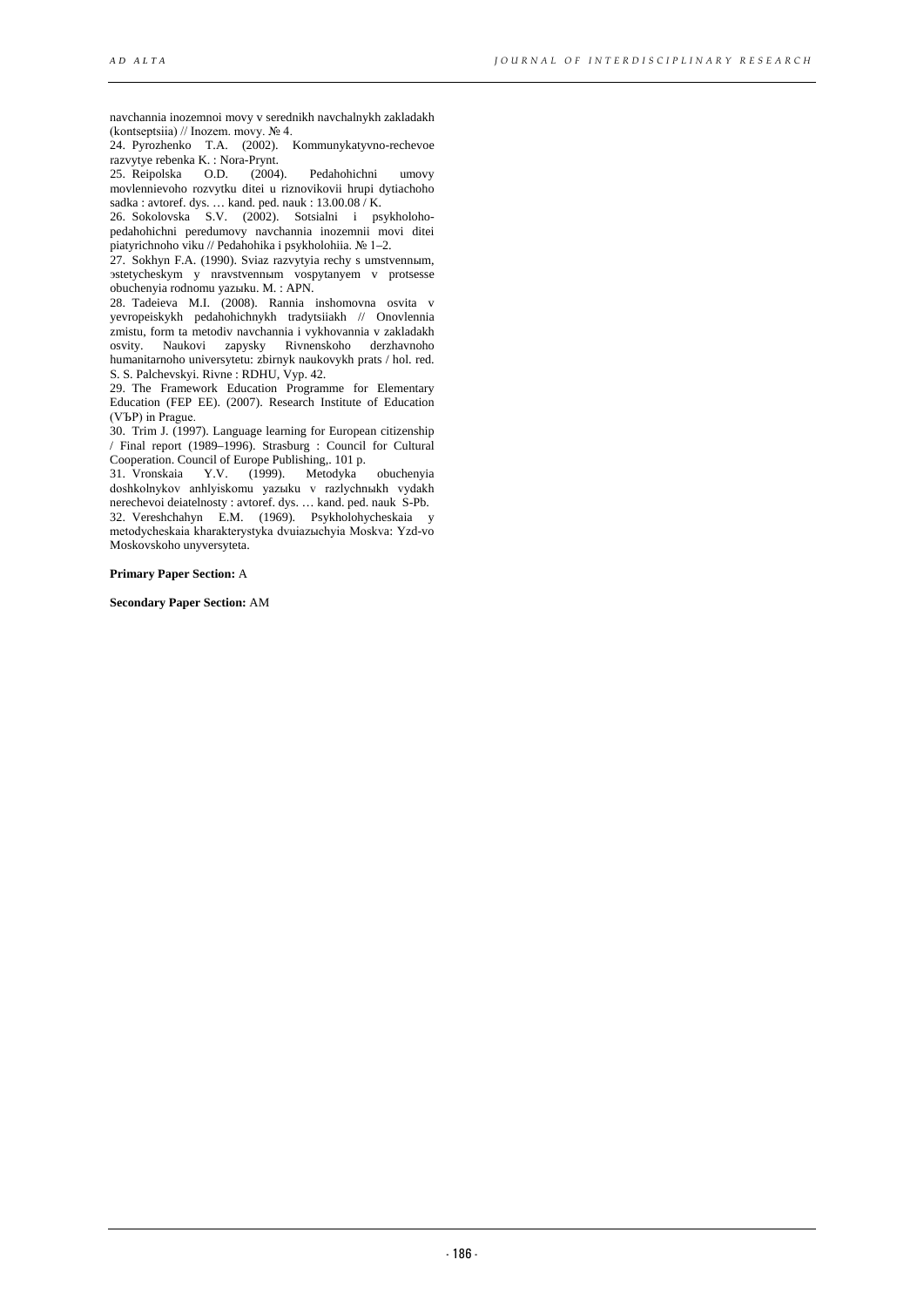navchannia inozemnoi movy v serednikh navchalnykh zakladakh (kontseptsiia) // Inozem. movy. № 4.

24. Pyrozhenko T.A. (2002). Kommunykatyvno-rechevoe razvytye rebenka K. : Nora-Prynt.

25. Reipolska O.D. (2004). Pedahohichni umovy movlennievoho rozvytku ditei u riznovikovii hrupi dytiachoho sadka : avtoref. dys. … kand. ped. nauk : 13.00.08 / K.

26. Sokolovska S.V. (2002). Sotsialni i psykholoho-pedahohichni peredumovy navchannia inozemnii movi ditei piatyrichnoho viku // Pedahohika i psykholohiia. № 1–2.

27. Sokhyn F.A. (1990). Sviaz razvytyia rechy s umstvennыm, эstetycheskym y nravstvennыm vospytanyem v protsesse obuchenyia rodnomu yazыku. M. : APN.

28. Tadeieva M.I. (2008). Rannia inshomovna osvita v yevropeiskykh pedahohichnykh tradytsiiakh // Onovlennia zmistu, form ta metodiv navchannia i vykhovannia v zakladakh osvity. Naukovi zapysky Rivnenskoho derzhavnoho humanitarnoho universytetu: zbirnyk naukovykh prats / hol. red. S. S. Palchevskyi. Rivne : RDHU, Vyp. 42.

29. The Framework Education Programme for Elementary Education (FEP EE). (2007). Research Institute of Education (VЪP) in Prague.

30. Trim J. (1997). Language learning for European citizenship / Final report (1989–1996). Strasburg : Council for Cultural Cooperation. Council of Europe Publishing,. 101 p.

31. Vronskaia Y.V. (1999). Metodyka obuchenyia doshkolnykov anhlyiskomu yazыku v razlychnыkh vydakh nerechevoi deiatelnosty : avtoref. dys. … kand. ped. nauk S-Pb.

32. Vereshchahyn E.M. (1969). Psykholohycheskaia y metodycheskaia kharakterystyka dvuiazыchyia Moskva: Yzd-vo Moskovskoho unyversyteta.

**Primary Paper Section:** A

**Secondary Paper Section:** AM